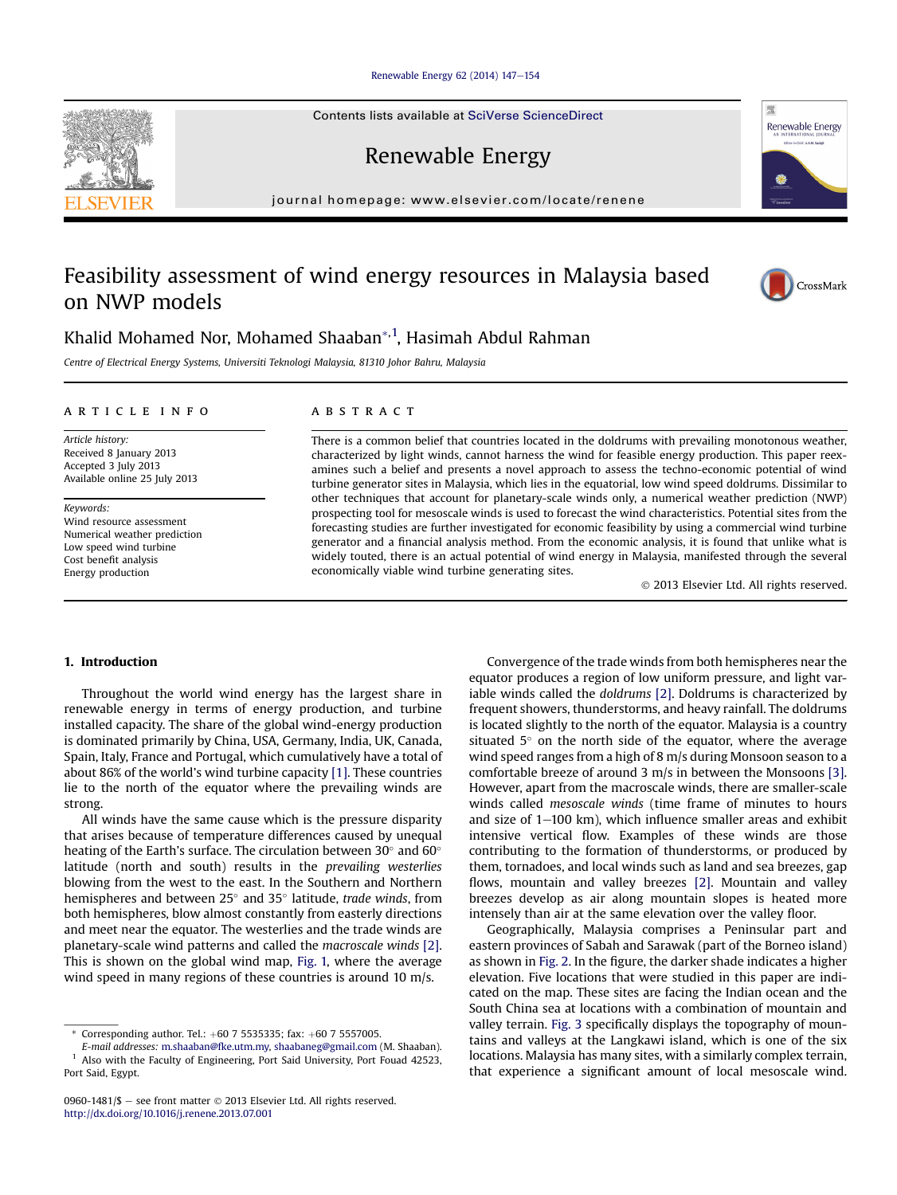# Feasibility assessment of wind energy resources in Malaysia based on NWP models

Khalid Mohamed Nor, Mohamed Shaaban*[1], Hasimah Abdul Rahman

*Centre of Electrical Energy Systems, Universiti Teknologi Malaysia, 81310 Johor Bahru, Malaysia*

**ARTICLE INFO**

*Article history:*
Received 8 January 2013
Accepted 3 July 2013
Available online 25 July 2013

*Keywords:*
Wind resource assessment
Numerical weather prediction
Low speed wind turbine
Cost benefit analysis
Energy production

**ABSTRACT**

There is a common belief that countries located in the doldrums with prevailing monotonous weather, characterized by light winds, cannot harness the wind for feasible energy production. This paper reexamines such a belief and presents a novel approach to assess the techno-economic potential of wind turbine generator sites in Malaysia, which lies in the equatorial, low wind speed doldrums. Dissimilar to other techniques that account for planetary-scale winds only, a numerical weather prediction (NWP) prospecting tool for mesoscale winds is used to forecast the wind characteristics. Potential sites from the forecasting studies are further investigated for economic feasibility by using a commercial wind turbine generator and a financial analysis method. From the economic analysis, it is found that unlike what is widely touted, there is an actual potential of wind energy in Malaysia, manifested through the several economically viable wind turbine generating sites.

© 2013 Elsevier Ltd. All rights reserved.

## 1. Introduction

Throughout the world wind energy has the largest share in renewable energy in terms of energy production, and turbine installed capacity. The share of the global wind-energy production is dominated primarily by China, USA, Germany, India, UK, Canada, Spain, Italy, France and Portugal, which cumulatively have a total of about 86% of the world's wind turbine capacity [1]. These countries lie to the north of the equator where the prevailing winds are strong.

All winds have the same cause which is the pressure disparity that arises because of temperature differences caused by unequal heating of the Earth's surface. The circulation between 30° and 60° latitude (north and south) results in the *prevailing westerlies* blowing from the west to the east. In the Southern and Northern hemispheres and between 25° and 35° latitude, *trade winds*, from both hemispheres, blow almost constantly from easterly directions and meet near the equator. The westerlies and the trade winds are planetary-scale wind patterns and called the *macroscale winds* [2]. This is shown on the global wind map, Fig. 1, where the average wind speed in many regions of these countries is around 10 m/s.

Convergence of the trade winds from both hemispheres near the equator produces a region of low uniform pressure, and light variable winds called the *doldrums* [2]. Doldrums is characterized by frequent showers, thunderstorms, and heavy rainfall. The doldrums is located slightly to the north of the equator. Malaysia is a country situated 5° on the north side of the equator, where the average wind speed ranges from a high of 8 m/s during Monsoon season to a comfortable breeze of around 3 m/s in between the Monsoons [3]. However, apart from the macroscale winds, there are smaller-scale winds called *mesoscale winds* (time frame of minutes to hours and size of 1–100 km), which influence smaller areas and exhibit intensive vertical flow. Examples of these winds are those contributing to the formation of thunderstorms, or produced by them, tornadoes, and local winds such as land and sea breezes, gap flows, mountain and valley breezes [2]. Mountain and valley breezes develop as air along mountain slopes is heated more intensely than air at the same elevation over the valley floor.

Geographically, Malaysia comprises a Peninsular part and eastern provinces of Sabah and Sarawak (part of the Borneo island) as shown in Fig. 2. In the figure, the darker shade indicates a higher elevation. Five locations that were studied in this paper are indicated on the map. These sites are facing the Indian ocean and the South China sea at locations with a combination of mountain and valley terrain. Fig. 3 specifically displays the topography of mountains and valleys at the Langkawi island, which is one of the six locations. Malaysia has many sites, with a similarly complex terrain, that experience a significant amount of local mesoscale wind.

---

\* Corresponding author. Tel.: +60 7 5535335; fax: +60 7 5557005.
*E-mail addresses:* m.shaaban@fke.utm.my, shaabaneg@gmail.com (M. Shaaban).
[1] Also with the Faculty of Engineering, Port Said University, Port Fouad 42523, Port Said, Egypt.

0960-1481/$ – see front matter © 2013 Elsevier Ltd. All rights reserved.
http://dx.doi.org/10.1016/j.renene.2013.07.001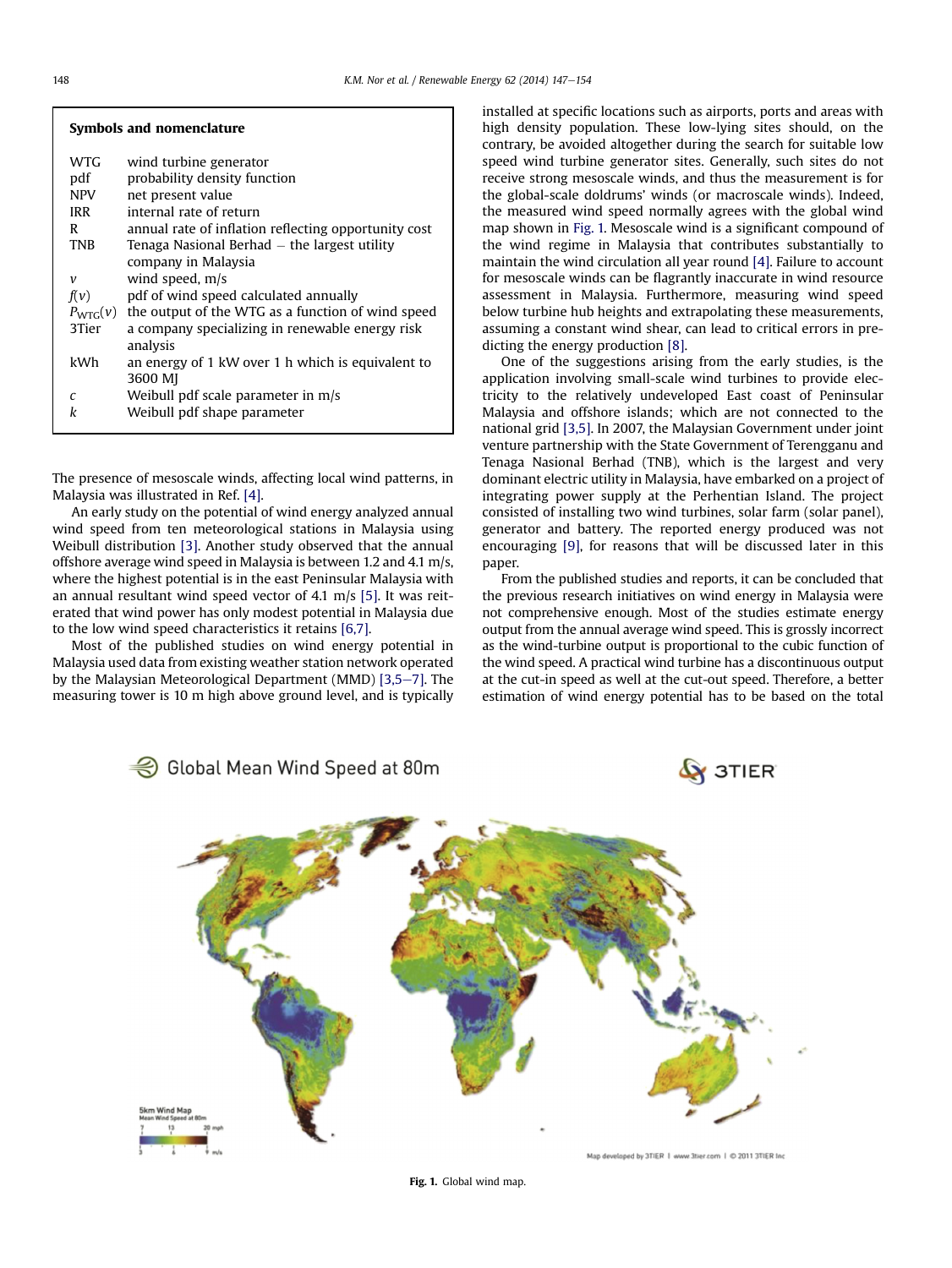## Symbols and nomenclature

| | |
|---|---|
| WTG | wind turbine generator |
| pdf | probability density function |
| NPV | net present value |
| IRR | internal rate of return |
| R | annual rate of inflation reflecting opportunity cost |
| TNB | Tenaga Nasional Berhad – the largest utility company in Malaysia |
| $v$ | wind speed, m/s |
| $f(v)$ | pdf of wind speed calculated annually |
| $P_{WTG}(v)$ | the output of the WTG as a function of wind speed |
| 3Tier | a company specializing in renewable energy risk analysis |
| kWh | an energy of 1 kW over 1 h which is equivalent to 3600 MJ |
| $c$ | Weibull pdf scale parameter in m/s |
| $k$ | Weibull pdf shape parameter |

The presence of mesoscale winds, affecting local wind patterns, in Malaysia was illustrated in Ref. [4].

An early study on the potential of wind energy analyzed annual wind speed from ten meteorological stations in Malaysia using Weibull distribution [3]. Another study observed that the annual offshore average wind speed in Malaysia is between 1.2 and 4.1 m/s, where the highest potential is in the east Peninsular Malaysia with an annual resultant wind speed vector of 4.1 m/s [5]. It was reiterated that wind power has only modest potential in Malaysia due to the low wind speed characteristics it retains [6,7].

Most of the published studies on wind energy potential in Malaysia used data from existing weather station network operated by the Malaysian Meteorological Department (MMD) [3,5–7]. The measuring tower is 10 m high above ground level, and is typically installed at specific locations such as airports, ports and areas with high density population. These low-lying sites should, on the contrary, be avoided altogether during the search for suitable low speed wind turbine generator sites. Generally, such sites do not receive strong mesoscale winds, and thus the measurement is for the global-scale doldrums' winds (or macroscale winds). Indeed, the measured wind speed normally agrees with the global wind map shown in Fig. 1. Mesoscale wind is a significant compound of the wind regime in Malaysia that contributes substantially to maintain the wind circulation all year round [4]. Failure to account for mesoscale winds can be flagrantly inaccurate in wind resource assessment in Malaysia. Furthermore, measuring wind speed below turbine hub heights and extrapolating these measurements, assuming a constant wind shear, can lead to critical errors in predicting the energy production [8].

One of the suggestions arising from the early studies, is the application involving small-scale wind turbines to provide electricity to the relatively undeveloped East coast of Peninsular Malaysia and offshore islands; which are not connected to the national grid [3,5]. In 2007, the Malaysian Government under joint venture partnership with the State Government of Terengganu and Tenaga Nasional Berhad (TNB), which is the largest and very dominant electric utility in Malaysia, have embarked on a project of integrating power supply at the Perhentian Island. The project consisted of installing two wind turbines, solar farm (solar panel), generator and battery. The reported energy produced was not encouraging [9], for reasons that will be discussed later in this paper.

From the published studies and reports, it can be concluded that the previous research initiatives on wind energy in Malaysia were not comprehensive enough. Most of the studies estimate energy output from the annual average wind speed. This is grossly incorrect as the wind-turbine output is proportional to the cubic function of the wind speed. A practical wind turbine has a discontinuous output at the cut-in speed as well at the cut-out speed. Therefore, a better estimation of wind energy potential has to be based on the total

Global Mean Wind Speed at 80m

3TIER

5km Wind Map
Mean Wind Speed at 80m
7 13 20 mph
3 6 9 m/s

Map developed by 3TIER | www.3tier.com | © 2011 3TIER Inc

**Fig. 1.** Global wind map.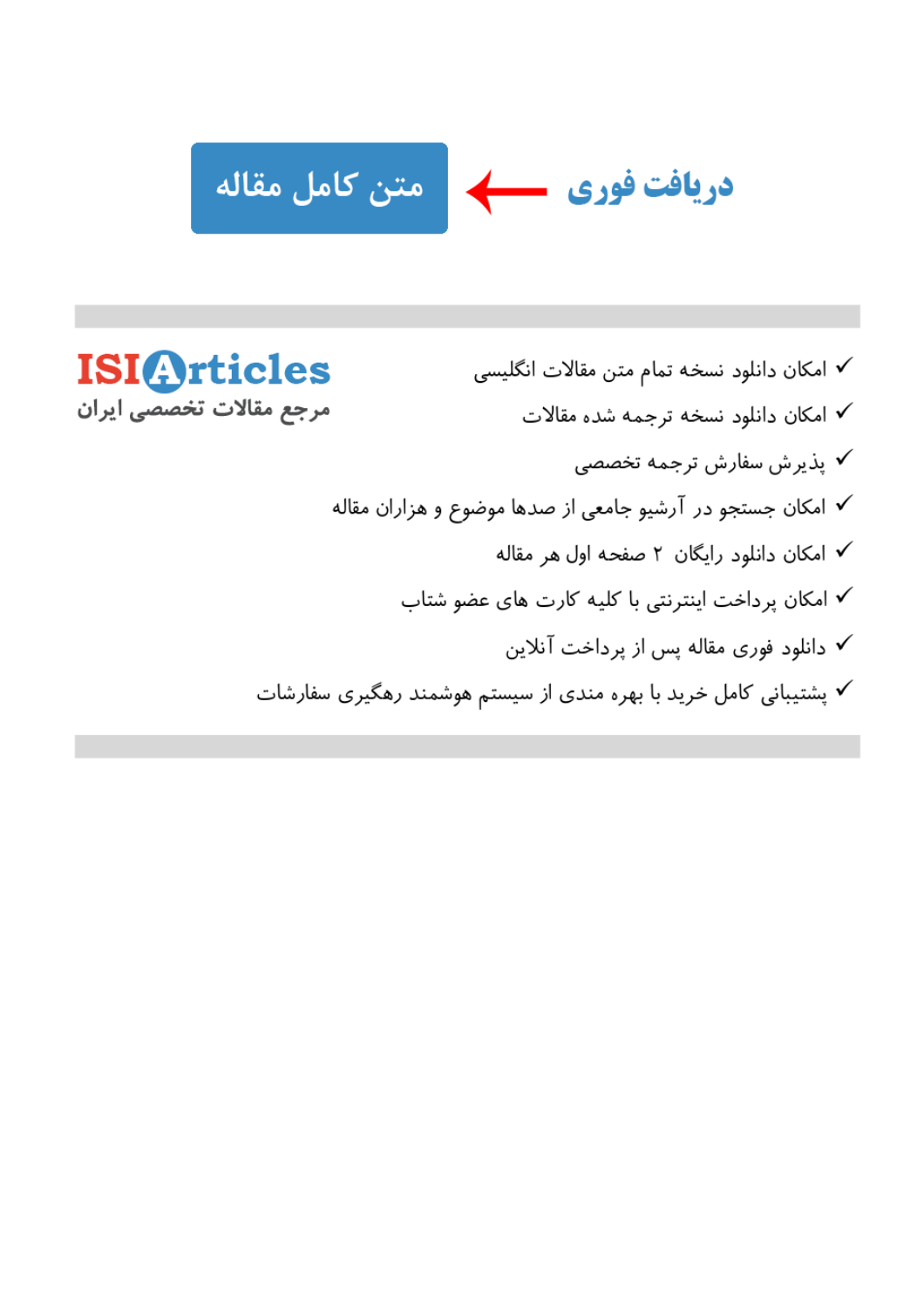**متن کامل مقاله** ← **دریافت فوری**

**ISIArticles**
مرجع مقالات تخصصی ایران

- ✓ امکان دانلود نسخه تمام متن مقالات انگلیسی
- ✓ امکان دانلود نسخه ترجمه شده مقالات
- ✓ پذیرش سفارش ترجمه تخصصی
- ✓ امکان جستجو در آرشیو جامعی از صدها موضوع و هزاران مقاله
- ✓ امکان دانلود رایگان ۲ صفحه اول هر مقاله
- ✓ امکان پرداخت اینترنتی با کلیه کارت های عضو شتاب
- ✓ دانلود فوری مقاله پس از پرداخت آنلاین
- ✓ پشتیبانی کامل خرید با بهره مندی از سیستم هوشمند رهگیری سفارشات